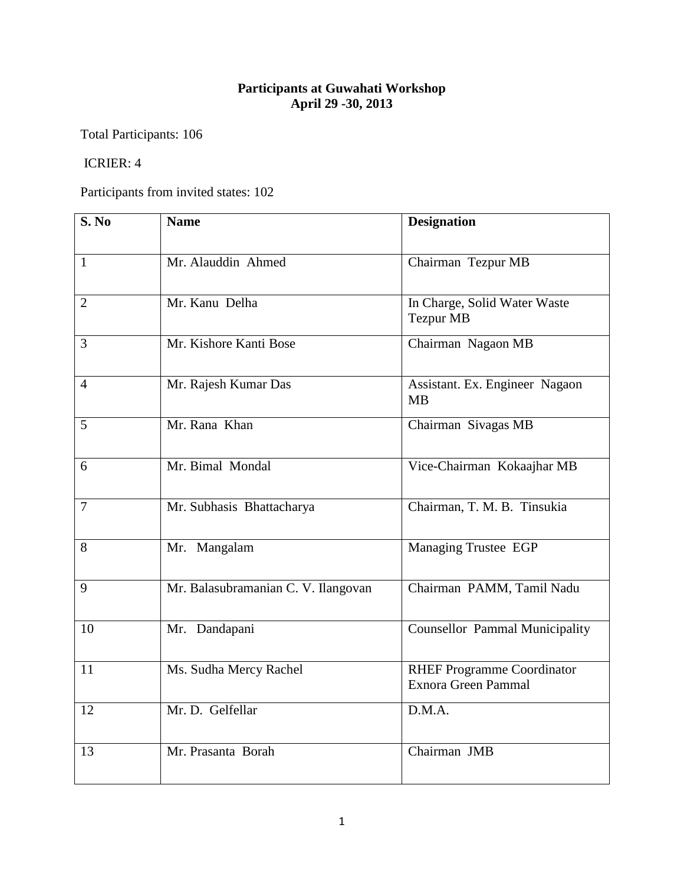**Participants at Guwahati Workshop**
**April 29 -30, 2013**

Total Participants: 106

ICRIER: 4

Participants from invited states: 102

| S. No | Name | Designation |
|---|---|---|
| 1 | Mr. Alauddin Ahmed | Chairman Tezpur MB |
| 2 | Mr. Kanu Delha | In Charge, Solid Water Waste Tezpur MB |
| 3 | Mr. Kishore Kanti Bose | Chairman Nagaon MB |
| 4 | Mr. Rajesh Kumar Das | Assistant. Ex. Engineer Nagaon MB |
| 5 | Mr. Rana Khan | Chairman Sivagas MB |
| 6 | Mr. Bimal Mondal | Vice-Chairman Kokaajhar MB |
| 7 | Mr. Subhasis Bhattacharya | Chairman, T. M. B. Tinsukia |
| 8 | Mr. Mangalam | Managing Trustee EGP |
| 9 | Mr. Balasubramanian C. V. Ilangovan | Chairman PAMM, Tamil Nadu |
| 10 | Mr. Dandapani | Counsellor Pammal Municipality |
| 11 | Ms. Sudha Mercy Rachel | RHEF Programme Coordinator Exnora Green Pammal |
| 12 | Mr. D. Gelfellar | D.M.A. |
| 13 | Mr. Prasanta Borah | Chairman JMB |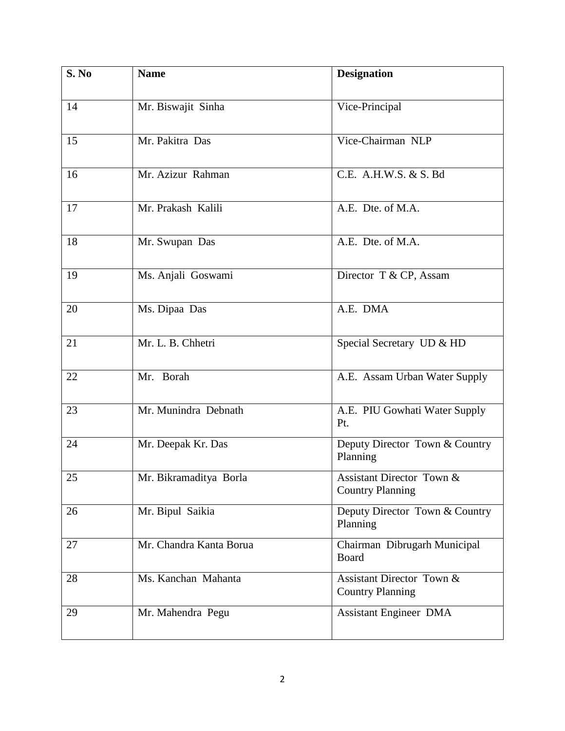| S. No | Name | Designation |
|---|---|---|
| 14 | Mr. Biswajit Sinha | Vice-Principal |
| 15 | Mr. Pakitra Das | Vice-Chairman NLP |
| 16 | Mr. Azizur Rahman | C.E. A.H.W.S. & S. Bd |
| 17 | Mr. Prakash Kalili | A.E. Dte. of M.A. |
| 18 | Mr. Swupan Das | A.E. Dte. of M.A. |
| 19 | Ms. Anjali Goswami | Director T & CP, Assam |
| 20 | Ms. Dipaa Das | A.E. DMA |
| 21 | Mr. L. B. Chhetri | Special Secretary UD & HD |
| 22 | Mr. Borah | A.E. Assam Urban Water Supply |
| 23 | Mr. Munindra Debnath | A.E. PIU Gowhati Water Supply Pt. |
| 24 | Mr. Deepak Kr. Das | Deputy Director Town & Country Planning |
| 25 | Mr. Bikramaditya Borla | Assistant Director Town & Country Planning |
| 26 | Mr. Bipul Saikia | Deputy Director Town & Country Planning |
| 27 | Mr. Chandra Kanta Borua | Chairman Dibrugarh Municipal Board |
| 28 | Ms. Kanchan Mahanta | Assistant Director Town & Country Planning |
| 29 | Mr. Mahendra Pegu | Assistant Engineer DMA |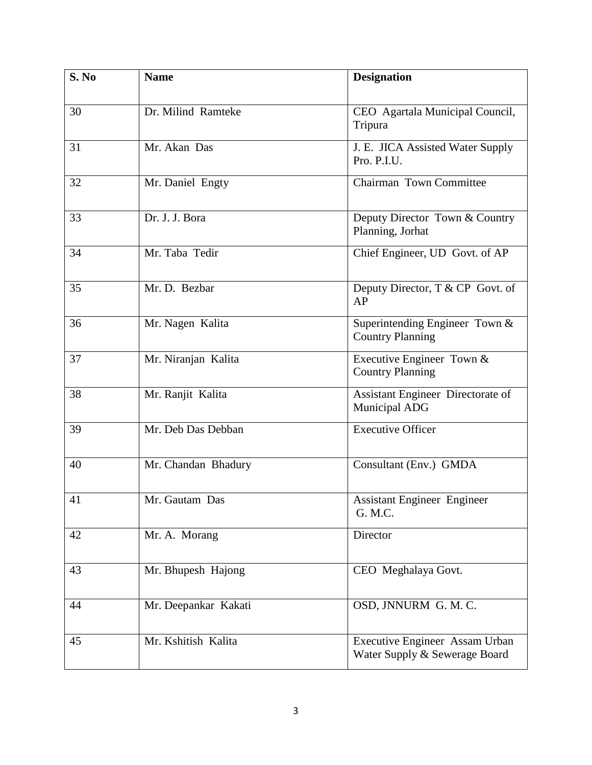| S. No | Name | Designation |
|---|---|---|
| 30 | Dr. Milind Ramteke | CEO Agartala Municipal Council, Tripura |
| 31 | Mr. Akan Das | J. E. JICA Assisted Water Supply Pro. P.I.U. |
| 32 | Mr. Daniel Engty | Chairman Town Committee |
| 33 | Dr. J. J. Bora | Deputy Director Town & Country Planning, Jorhat |
| 34 | Mr. Taba Tedir | Chief Engineer, UD Govt. of AP |
| 35 | Mr. D. Bezbar | Deputy Director, T & CP Govt. of AP |
| 36 | Mr. Nagen Kalita | Superintending Engineer Town & Country Planning |
| 37 | Mr. Niranjan Kalita | Executive Engineer Town & Country Planning |
| 38 | Mr. Ranjit Kalita | Assistant Engineer Directorate of Municipal ADG |
| 39 | Mr. Deb Das Debban | Executive Officer |
| 40 | Mr. Chandan Bhadury | Consultant (Env.) GMDA |
| 41 | Mr. Gautam Das | Assistant Engineer Engineer G. M.C. |
| 42 | Mr. A. Morang | Director |
| 43 | Mr. Bhupesh Hajong | CEO Meghalaya Govt. |
| 44 | Mr. Deepankar Kakati | OSD, JNNURM G. M. C. |
| 45 | Mr. Kshitish Kalita | Executive Engineer Assam Urban Water Supply & Sewerage Board |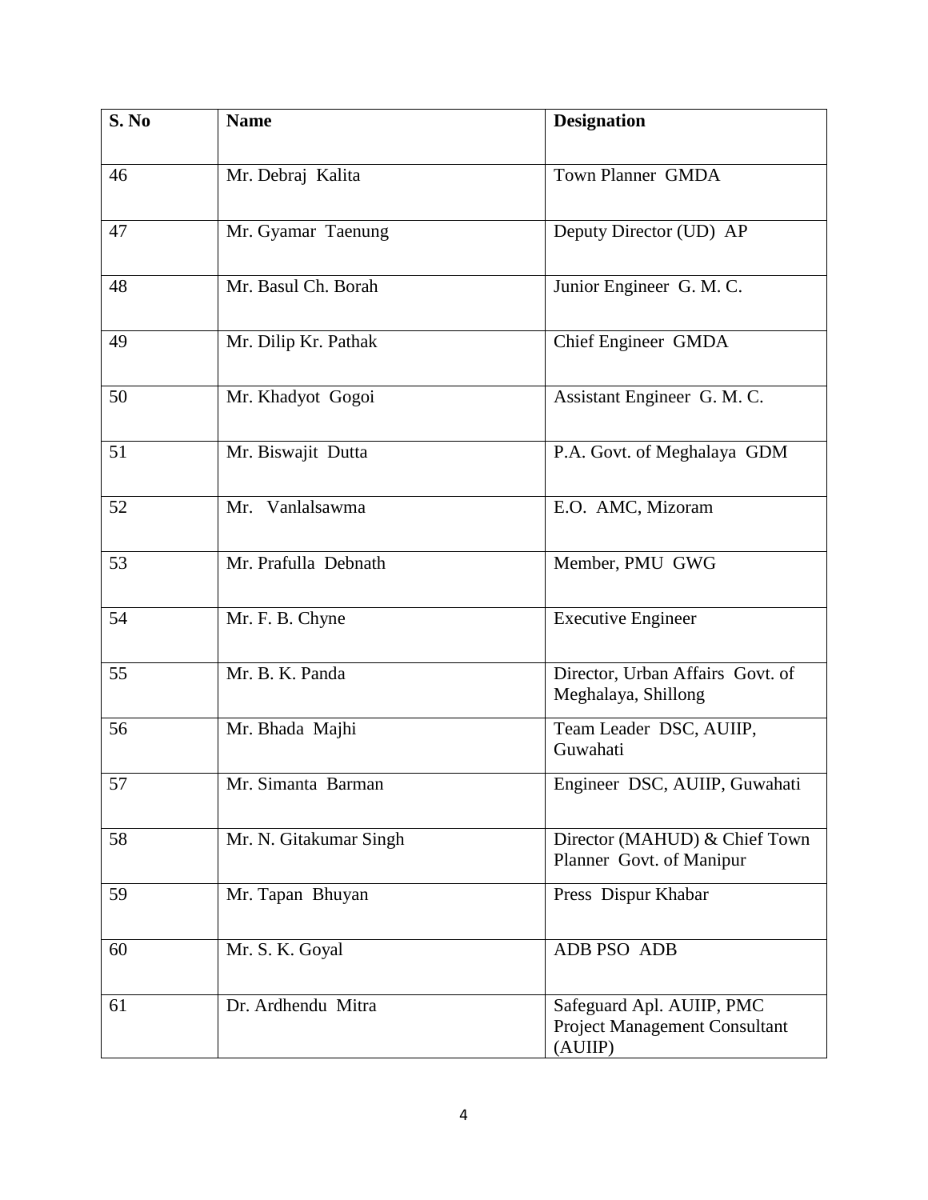| S. No | Name | Designation |
| --- | --- | --- |
| 46 | Mr. Debraj Kalita | Town Planner GMDA |
| 47 | Mr. Gyamar Taenung | Deputy Director (UD) AP |
| 48 | Mr. Basul Ch. Borah | Junior Engineer G. M. C. |
| 49 | Mr. Dilip Kr. Pathak | Chief Engineer GMDA |
| 50 | Mr. Khadyot Gogoi | Assistant Engineer G. M. C. |
| 51 | Mr. Biswajit Dutta | P.A. Govt. of Meghalaya GDM |
| 52 | Mr. Vanlalsawma | E.O. AMC, Mizoram |
| 53 | Mr. Prafulla Debnath | Member, PMU GWG |
| 54 | Mr. F. B. Chyne | Executive Engineer |
| 55 | Mr. B. K. Panda | Director, Urban Affairs Govt. of Meghalaya, Shillong |
| 56 | Mr. Bhada Majhi | Team Leader DSC, AUIIP, Guwahati |
| 57 | Mr. Simanta Barman | Engineer DSC, AUIIP, Guwahati |
| 58 | Mr. N. Gitakumar Singh | Director (MAHUD) & Chief Town Planner Govt. of Manipur |
| 59 | Mr. Tapan Bhuyan | Press Dispur Khabar |
| 60 | Mr. S. K. Goyal | ADB PSO ADB |
| 61 | Dr. Ardhendu Mitra | Safeguard Apl. AUIIP, PMC Project Management Consultant (AUIIP) |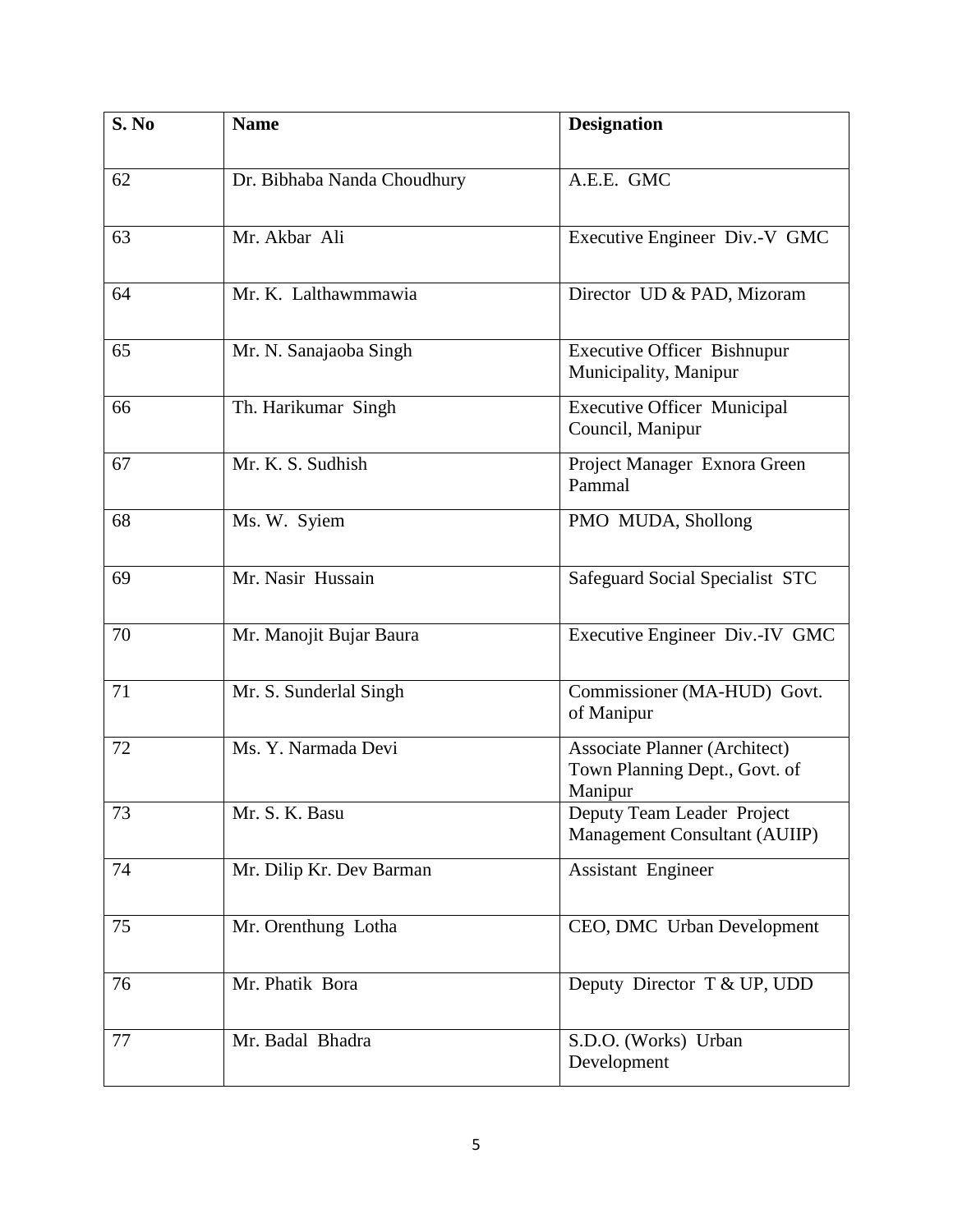| S. No | Name | Designation |
| --- | --- | --- |
| 62 | Dr. Bibhaba Nanda Choudhury | A.E.E. GMC |
| 63 | Mr. Akbar Ali | Executive Engineer Div.-V GMC |
| 64 | Mr. K. Lalthawmmawia | Director UD & PAD, Mizoram |
| 65 | Mr. N. Sanajaoba Singh | Executive Officer Bishnupur Municipality, Manipur |
| 66 | Th. Harikumar Singh | Executive Officer Municipal Council, Manipur |
| 67 | Mr. K. S. Sudhish | Project Manager Exnora Green Pammal |
| 68 | Ms. W. Syiem | PMO MUDA, Shollong |
| 69 | Mr. Nasir Hussain | Safeguard Social Specialist STC |
| 70 | Mr. Manojit Bujar Baura | Executive Engineer Div.-IV GMC |
| 71 | Mr. S. Sunderlal Singh | Commissioner (MA-HUD) Govt. of Manipur |
| 72 | Ms. Y. Narmada Devi | Associate Planner (Architect) Town Planning Dept., Govt. of Manipur |
| 73 | Mr. S. K. Basu | Deputy Team Leader Project Management Consultant (AUIIP) |
| 74 | Mr. Dilip Kr. Dev Barman | Assistant Engineer |
| 75 | Mr. Orenthung Lotha | CEO, DMC Urban Development |
| 76 | Mr. Phatik Bora | Deputy Director T & UP, UDD |
| 77 | Mr. Badal Bhadra | S.D.O. (Works) Urban Development |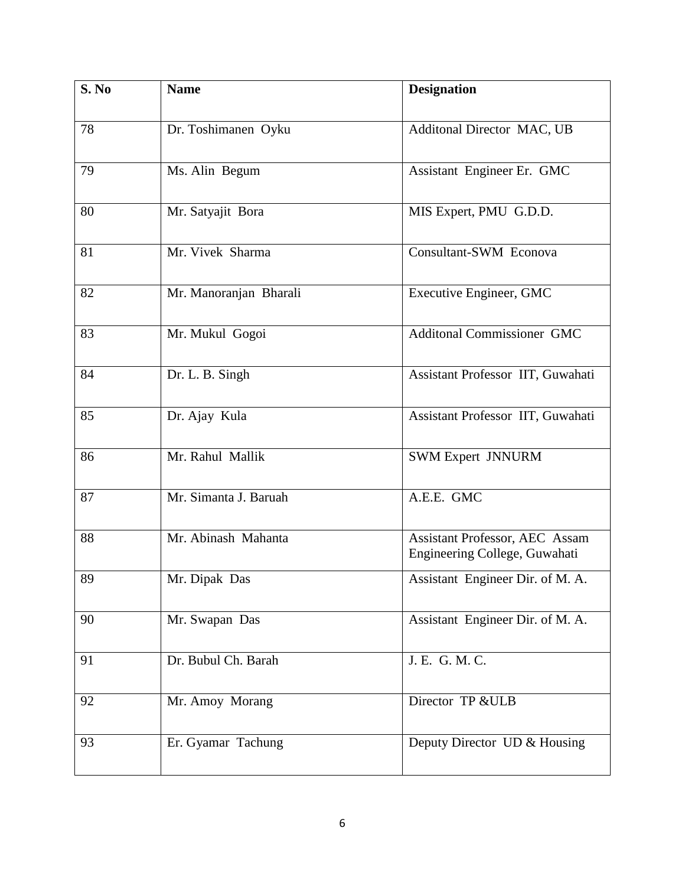| S. No | Name | Designation |
|---|---|---|
| 78 | Dr. Toshimanen Oyku | Additonal Director MAC, UB |
| 79 | Ms. Alin Begum | Assistant Engineer Er. GMC |
| 80 | Mr. Satyajit Bora | MIS Expert, PMU G.D.D. |
| 81 | Mr. Vivek Sharma | Consultant-SWM Econova |
| 82 | Mr. Manoranjan Bharali | Executive Engineer, GMC |
| 83 | Mr. Mukul Gogoi | Additonal Commissioner GMC |
| 84 | Dr. L. B. Singh | Assistant Professor IIT, Guwahati |
| 85 | Dr. Ajay Kula | Assistant Professor IIT, Guwahati |
| 86 | Mr. Rahul Mallik | SWM Expert JNNURM |
| 87 | Mr. Simanta J. Baruah | A.E.E. GMC |
| 88 | Mr. Abinash Mahanta | Assistant Professor, AEC Assam Engineering College, Guwahati |
| 89 | Mr. Dipak Das | Assistant Engineer Dir. of M. A. |
| 90 | Mr. Swapan Das | Assistant Engineer Dir. of M. A. |
| 91 | Dr. Bubul Ch. Barah | J. E. G. M. C. |
| 92 | Mr. Amoy Morang | Director TP &ULB |
| 93 | Er. Gyamar Tachung | Deputy Director UD & Housing |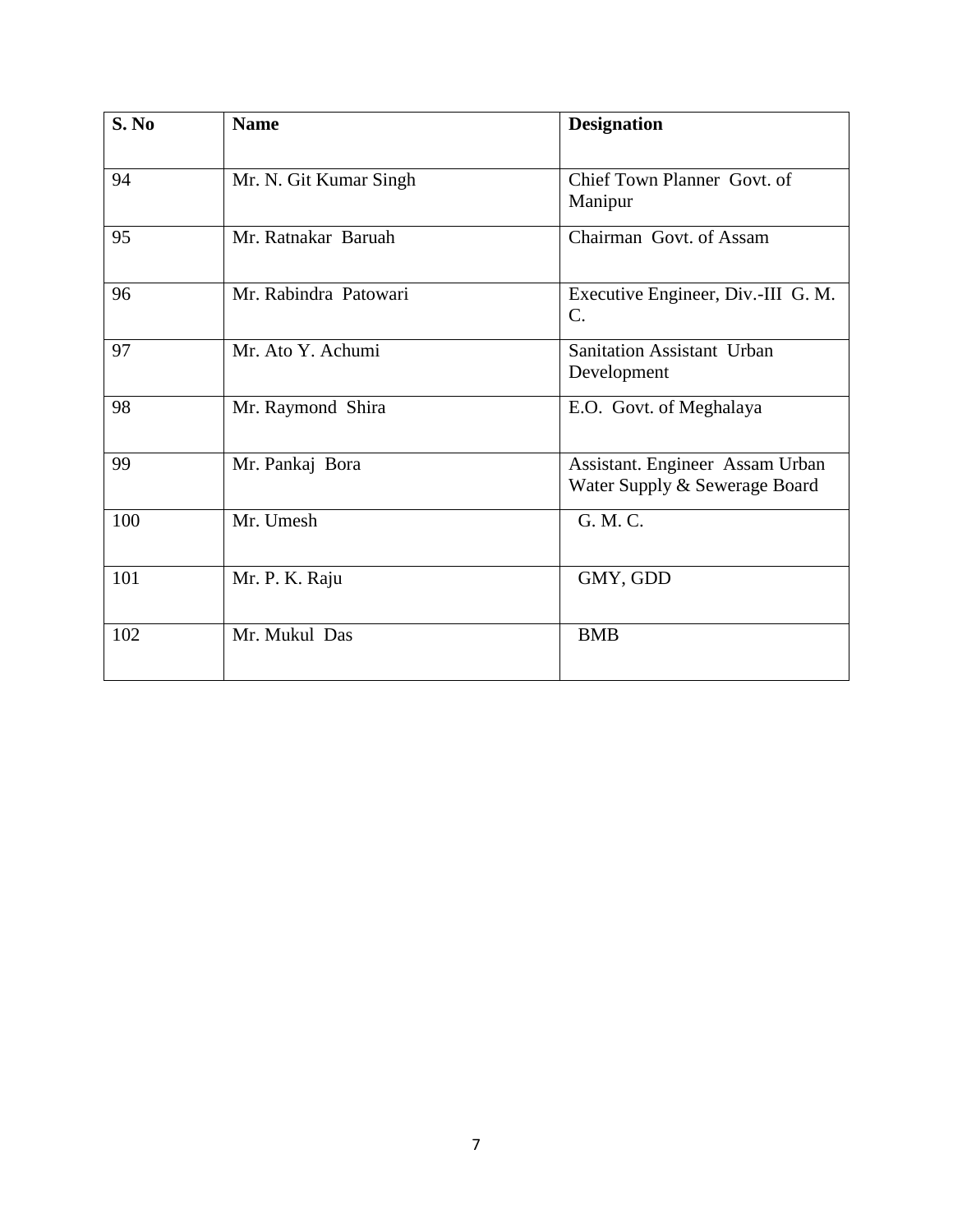| S. No | Name | Designation |
| --- | --- | --- |
| 94 | Mr. N. Git Kumar Singh | Chief Town Planner Govt. of Manipur |
| 95 | Mr. Ratnakar Baruah | Chairman Govt. of Assam |
| 96 | Mr. Rabindra Patowari | Executive Engineer, Div.-III G. M. C. |
| 97 | Mr. Ato Y. Achumi | Sanitation Assistant Urban Development |
| 98 | Mr. Raymond Shira | E.O. Govt. of Meghalaya |
| 99 | Mr. Pankaj Bora | Assistant. Engineer Assam Urban Water Supply & Sewerage Board |
| 100 | Mr. Umesh | G. M. C. |
| 101 | Mr. P. K. Raju | GMY, GDD |
| 102 | Mr. Mukul Das | BMB |